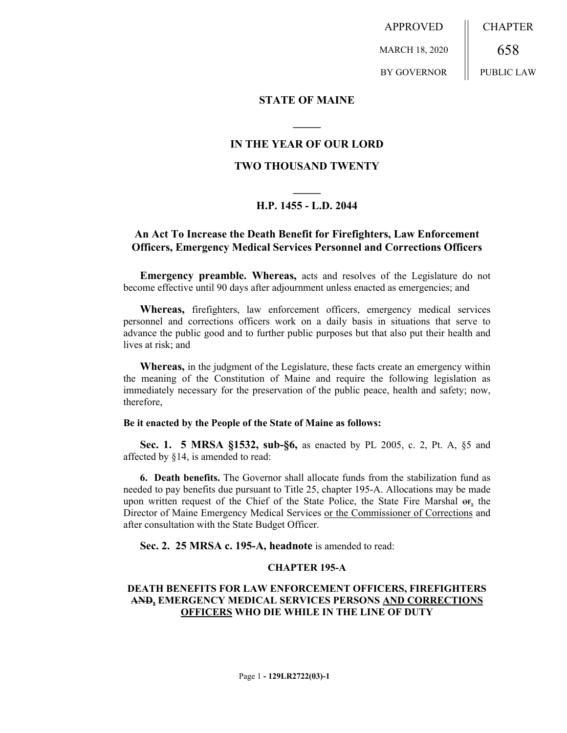APPROVED

MARCH 18, 2020

BY GOVERNOR

CHAPTER

658

PUBLIC LAW

**STATE OF MAINE**

**IN THE YEAR OF OUR LORD**

**TWO THOUSAND TWENTY**

**H.P. 1455 - L.D. 2044**

## An Act To Increase the Death Benefit for Firefighters, Law Enforcement Officers, Emergency Medical Services Personnel and Corrections Officers

**Emergency preamble. Whereas,** acts and resolves of the Legislature do not become effective until 90 days after adjournment unless enacted as emergencies; and

**Whereas,** firefighters, law enforcement officers, emergency medical services personnel and corrections officers work on a daily basis in situations that serve to advance the public good and to further public purposes but that also put their health and lives at risk; and

**Whereas,** in the judgment of the Legislature, these facts create an emergency within the meaning of the Constitution of Maine and require the following legislation as immediately necessary for the preservation of the public peace, health and safety; now, therefore,

**Be it enacted by the People of the State of Maine as follows:**

**Sec. 1. 5 MRSA §1532, sub-§6,** as enacted by PL 2005, c. 2, Pt. A, §5 and affected by §14, is amended to read:

**6. Death benefits.** The Governor shall allocate funds from the stabilization fund as needed to pay benefits due pursuant to Title 25, chapter 195-A. Allocations may be made upon written request of the Chief of the State Police, the State Fire Marshal ~~or~~, the Director of Maine Emergency Medical Services <u>or the Commissioner of Corrections</u> and after consultation with the State Budget Officer.

**Sec. 2. 25 MRSA c. 195-A, headnote** is amended to read:

**CHAPTER 195-A**

**DEATH BENEFITS FOR LAW ENFORCEMENT OFFICERS, FIREFIGHTERS ~~AND~~, EMERGENCY MEDICAL SERVICES PERSONS <u>AND CORRECTIONS OFFICERS</u> WHO DIE WHILE IN THE LINE OF DUTY**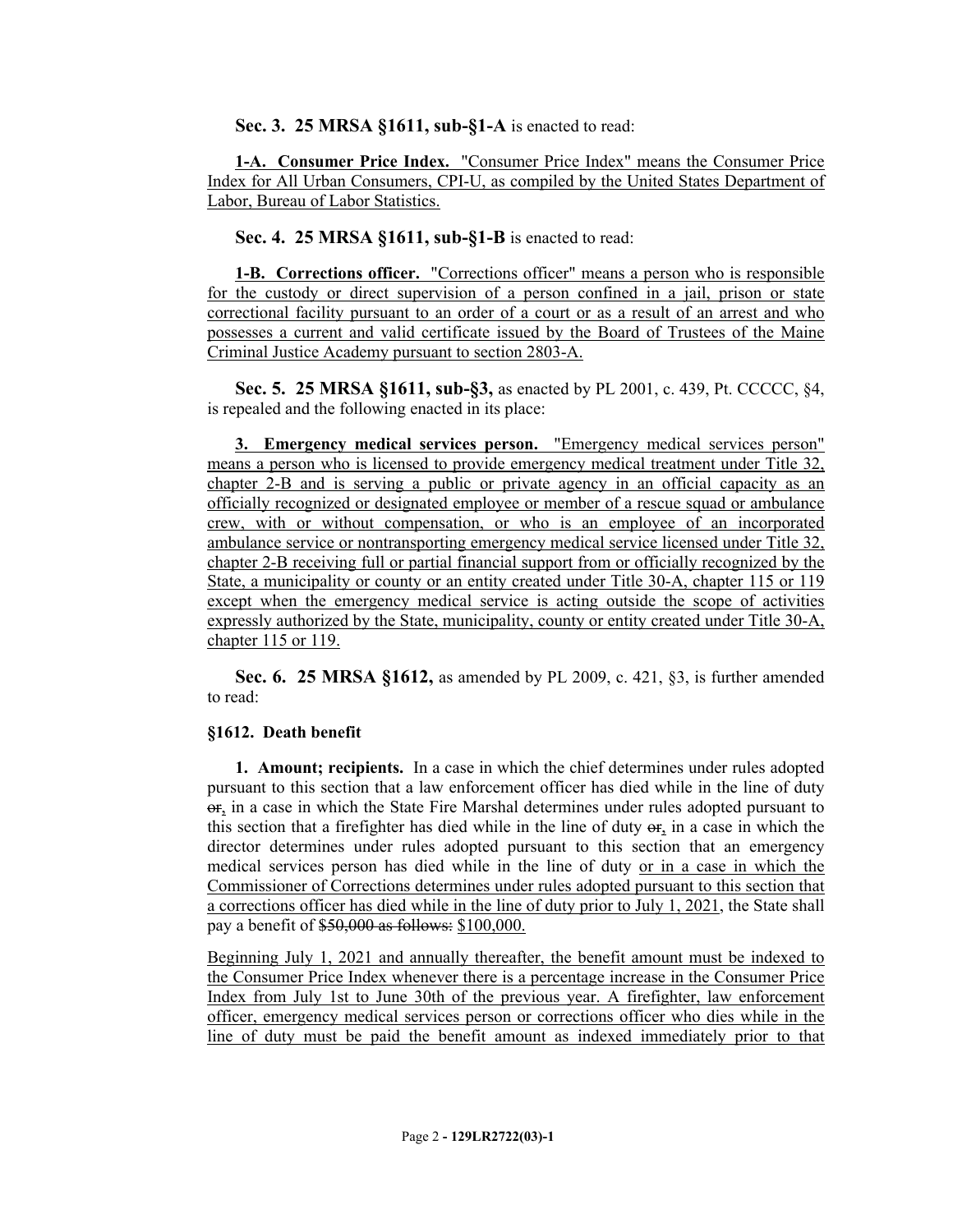**Sec. 3. 25 MRSA §1611, sub-§1-A** is enacted to read:

**1-A. Consumer Price Index.** "Consumer Price Index" means the Consumer Price Index for All Urban Consumers, CPI-U, as compiled by the United States Department of Labor, Bureau of Labor Statistics.

**Sec. 4. 25 MRSA §1611, sub-§1-B** is enacted to read:

**1-B. Corrections officer.** "Corrections officer" means a person who is responsible for the custody or direct supervision of a person confined in a jail, prison or state correctional facility pursuant to an order of a court or as a result of an arrest and who possesses a current and valid certificate issued by the Board of Trustees of the Maine Criminal Justice Academy pursuant to section 2803-A.

**Sec. 5. 25 MRSA §1611, sub-§3,** as enacted by PL 2001, c. 439, Pt. CCCCC, §4, is repealed and the following enacted in its place:

**3. Emergency medical services person.** "Emergency medical services person" means a person who is licensed to provide emergency medical treatment under Title 32, chapter 2-B and is serving a public or private agency in an official capacity as an officially recognized or designated employee or member of a rescue squad or ambulance crew, with or without compensation, or who is an employee of an incorporated ambulance service or nontransporting emergency medical service licensed under Title 32, chapter 2-B receiving full or partial financial support from or officially recognized by the State, a municipality or county or an entity created under Title 30-A, chapter 115 or 119 except when the emergency medical service is acting outside the scope of activities expressly authorized by the State, municipality, county or entity created under Title 30-A, chapter 115 or 119.

**Sec. 6. 25 MRSA §1612,** as amended by PL 2009, c. 421, §3, is further amended to read:

**§1612. Death benefit**

**1. Amount; recipients.** In a case in which the chief determines under rules adopted pursuant to this section that a law enforcement officer has died while in the line of duty ~~or~~, in a case in which the State Fire Marshal determines under rules adopted pursuant to this section that a firefighter has died while in the line of duty ~~or~~, in a case in which the director determines under rules adopted pursuant to this section that an emergency medical services person has died while in the line of duty or in a case in which the Commissioner of Corrections determines under rules adopted pursuant to this section that a corrections officer has died while in the line of duty prior to July 1, 2021, the State shall pay a benefit of ~~$50,000 as follows:~~ $100,000.

Beginning July 1, 2021 and annually thereafter, the benefit amount must be indexed to the Consumer Price Index whenever there is a percentage increase in the Consumer Price Index from July 1st to June 30th of the previous year. A firefighter, law enforcement officer, emergency medical services person or corrections officer who dies while in the line of duty must be paid the benefit amount as indexed immediately prior to that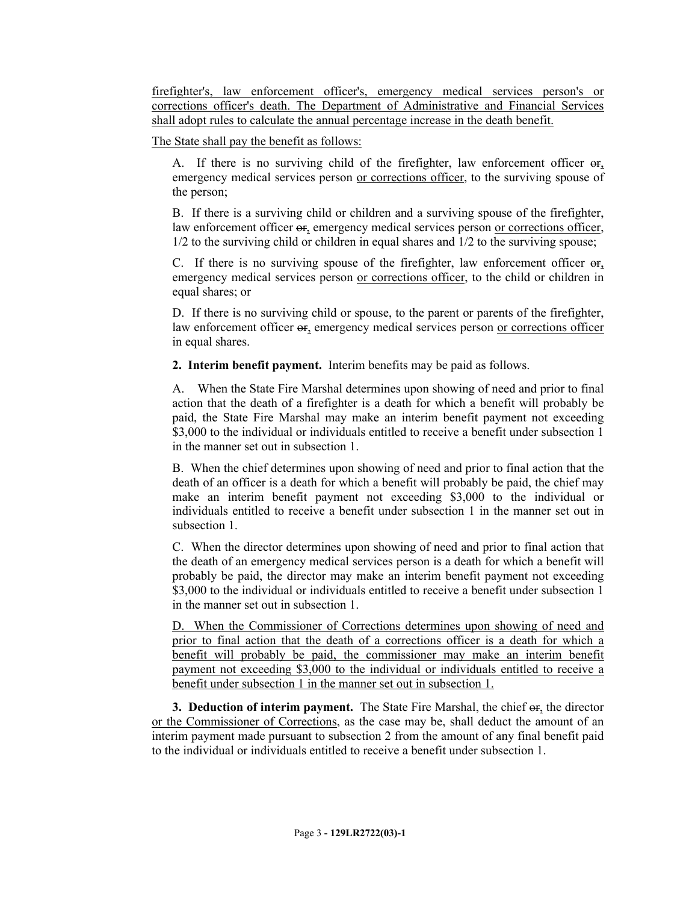firefighter's, law enforcement officer's, emergency medical services person's or corrections officer's death. The Department of Administrative and Financial Services shall adopt rules to calculate the annual percentage increase in the death benefit.

The State shall pay the benefit as follows:

A. If there is no surviving child of the firefighter, law enforcement officer ~~or~~, emergency medical services person or corrections officer, to the surviving spouse of the person;

B. If there is a surviving child or children and a surviving spouse of the firefighter, law enforcement officer ~~or~~, emergency medical services person or corrections officer, 1/2 to the surviving child or children in equal shares and 1/2 to the surviving spouse;

C. If there is no surviving spouse of the firefighter, law enforcement officer ~~or~~, emergency medical services person or corrections officer, to the child or children in equal shares; or

D. If there is no surviving child or spouse, to the parent or parents of the firefighter, law enforcement officer ~~or~~, emergency medical services person or corrections officer in equal shares.

**2. Interim benefit payment.** Interim benefits may be paid as follows.

A. When the State Fire Marshal determines upon showing of need and prior to final action that the death of a firefighter is a death for which a benefit will probably be paid, the State Fire Marshal may make an interim benefit payment not exceeding $3,000 to the individual or individuals entitled to receive a benefit under subsection 1 in the manner set out in subsection 1.

B. When the chief determines upon showing of need and prior to final action that the death of an officer is a death for which a benefit will probably be paid, the chief may make an interim benefit payment not exceeding $3,000 to the individual or individuals entitled to receive a benefit under subsection 1 in the manner set out in subsection 1.

C. When the director determines upon showing of need and prior to final action that the death of an emergency medical services person is a death for which a benefit will probably be paid, the director may make an interim benefit payment not exceeding $3,000 to the individual or individuals entitled to receive a benefit under subsection 1 in the manner set out in subsection 1.

D. When the Commissioner of Corrections determines upon showing of need and prior to final action that the death of a corrections officer is a death for which a benefit will probably be paid, the commissioner may make an interim benefit payment not exceeding $3,000 to the individual or individuals entitled to receive a benefit under subsection 1 in the manner set out in subsection 1.

**3. Deduction of interim payment.** The State Fire Marshal, the chief ~~or~~, the director or the Commissioner of Corrections, as the case may be, shall deduct the amount of an interim payment made pursuant to subsection 2 from the amount of any final benefit paid to the individual or individuals entitled to receive a benefit under subsection 1.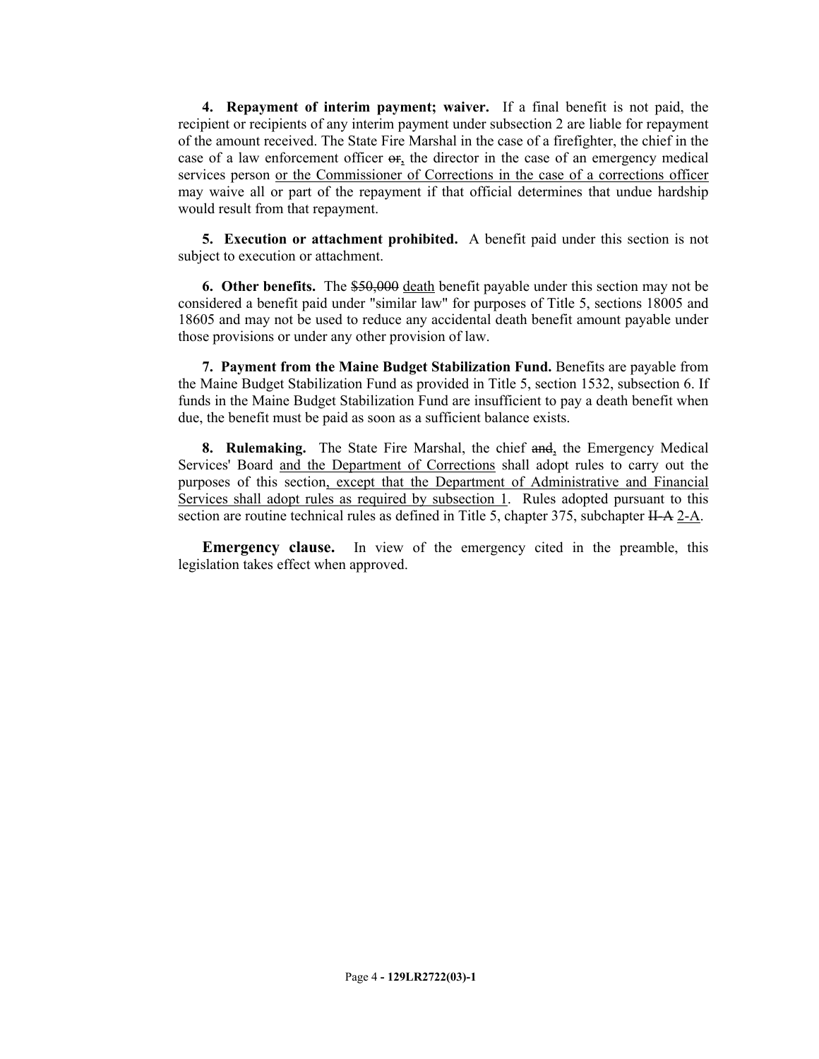**4. Repayment of interim payment; waiver.** If a final benefit is not paid, the recipient or recipients of any interim payment under subsection 2 are liable for repayment of the amount received. The State Fire Marshal in the case of a firefighter, the chief in the case of a law enforcement officer ~~or~~, the director in the case of an emergency medical services person or the Commissioner of Corrections in the case of a corrections officer may waive all or part of the repayment if that official determines that undue hardship would result from that repayment.

**5. Execution or attachment prohibited.** A benefit paid under this section is not subject to execution or attachment.

**6. Other benefits.** The ~~$50,000~~ death benefit payable under this section may not be considered a benefit paid under "similar law" for purposes of Title 5, sections 18005 and 18605 and may not be used to reduce any accidental death benefit amount payable under those provisions or under any other provision of law.

**7. Payment from the Maine Budget Stabilization Fund.** Benefits are payable from the Maine Budget Stabilization Fund as provided in Title 5, section 1532, subsection 6. If funds in the Maine Budget Stabilization Fund are insufficient to pay a death benefit when due, the benefit must be paid as soon as a sufficient balance exists.

**8. Rulemaking.** The State Fire Marshal, the chief ~~and~~, the Emergency Medical Services' Board and the Department of Corrections shall adopt rules to carry out the purposes of this section, except that the Department of Administrative and Financial Services shall adopt rules as required by subsection 1. Rules adopted pursuant to this section are routine technical rules as defined in Title 5, chapter 375, subchapter ~~II-A~~ 2-A.

**Emergency clause.** In view of the emergency cited in the preamble, this legislation takes effect when approved.